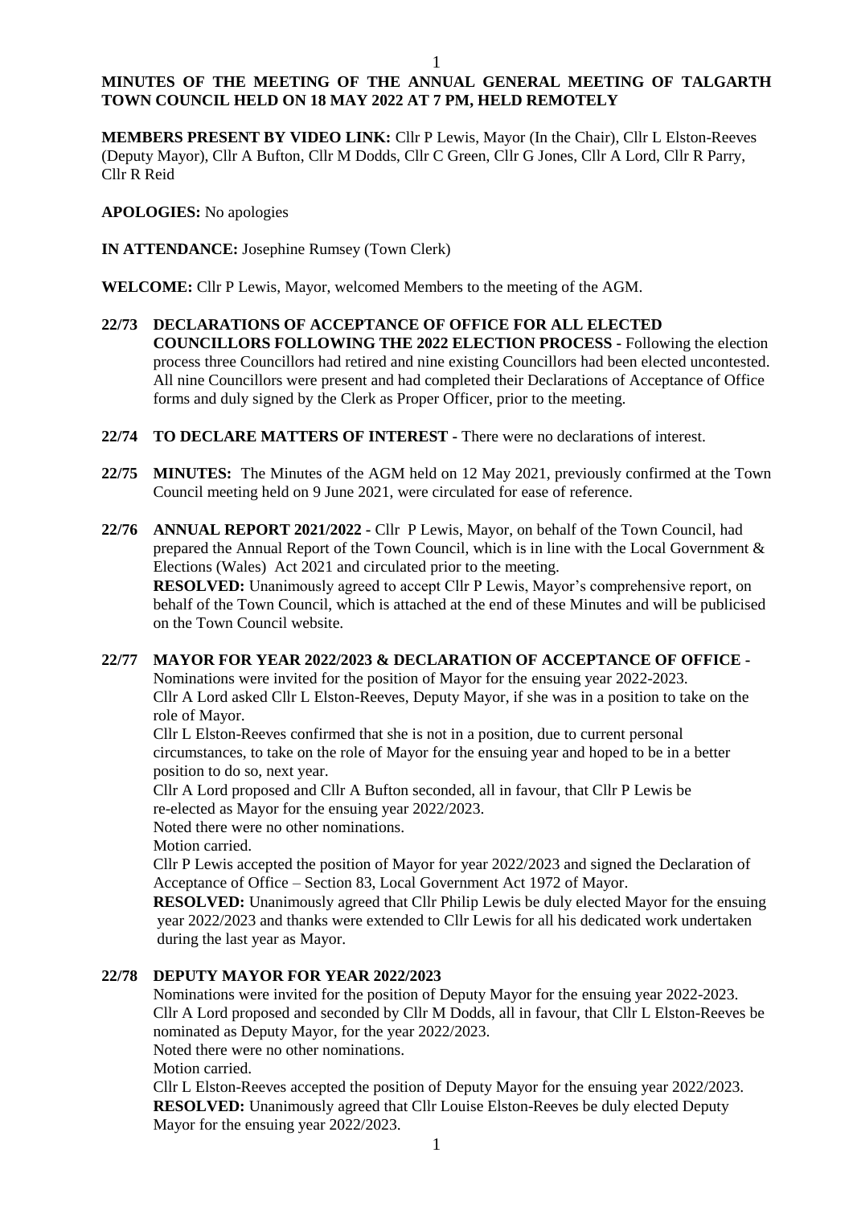# MINUTES OF THE MEETING OF THE ANNUAL GENERAL MEETING OF TALGARTH TOWN COUNCIL HELD ON 18 MAY 2022 AT 7 PM, HELD REMOTELY

**MEMBERS PRESENT BY VIDEO LINK:** Cllr P Lewis, Mayor (In the Chair), Cllr L Elston-Reeves (Deputy Mayor), Cllr A Bufton, Cllr M Dodds, Cllr C Green, Cllr G Jones, Cllr A Lord, Cllr R Parry, Cllr R Reid

**APOLOGIES:** No apologies

**IN ATTENDANCE:** Josephine Rumsey (Town Clerk)

**WELCOME:** Cllr P Lewis, Mayor, welcomed Members to the meeting of the AGM.

**22/73 DECLARATIONS OF ACCEPTANCE OF OFFICE FOR ALL ELECTED COUNCILLORS FOLLOWING THE 2022 ELECTION PROCESS -** Following the election process three Councillors had retired and nine existing Councillors had been elected uncontested. All nine Councillors were present and had completed their Declarations of Acceptance of Office forms and duly signed by the Clerk as Proper Officer, prior to the meeting.

**22/74 TO DECLARE MATTERS OF INTEREST -** There were no declarations of interest.

**22/75 MINUTES:** The Minutes of the AGM held on 12 May 2021, previously confirmed at the Town Council meeting held on 9 June 2021, were circulated for ease of reference.

**22/76 ANNUAL REPORT 2021/2022 -** Cllr P Lewis, Mayor, on behalf of the Town Council, had prepared the Annual Report of the Town Council, which is in line with the Local Government & Elections (Wales) Act 2021 and circulated prior to the meeting.

**RESOLVED:** Unanimously agreed to accept Cllr P Lewis, Mayor's comprehensive report, on behalf of the Town Council, which is attached at the end of these Minutes and will be publicised on the Town Council website.

**22/77 MAYOR FOR YEAR 2022/2023 & DECLARATION OF ACCEPTANCE OF OFFICE -**

Nominations were invited for the position of Mayor for the ensuing year 2022-2023.

Cllr A Lord asked Cllr L Elston-Reeves, Deputy Mayor, if she was in a position to take on the role of Mayor.

Cllr L Elston-Reeves confirmed that she is not in a position, due to current personal circumstances, to take on the role of Mayor for the ensuing year and hoped to be in a better position to do so, next year.

Cllr A Lord proposed and Cllr A Bufton seconded, all in favour, that Cllr P Lewis be re-elected as Mayor for the ensuing year 2022/2023.

Noted there were no other nominations.

Motion carried.

Cllr P Lewis accepted the position of Mayor for year 2022/2023 and signed the Declaration of Acceptance of Office – Section 83, Local Government Act 1972 of Mayor.

**RESOLVED:** Unanimously agreed that Cllr Philip Lewis be duly elected Mayor for the ensuing year 2022/2023 and thanks were extended to Cllr Lewis for all his dedicated work undertaken during the last year as Mayor.

**22/78 DEPUTY MAYOR FOR YEAR 2022/2023**

Nominations were invited for the position of Deputy Mayor for the ensuing year 2022-2023.

Cllr A Lord proposed and seconded by Cllr M Dodds, all in favour, that Cllr L Elston-Reeves be nominated as Deputy Mayor, for the year 2022/2023.

Noted there were no other nominations.

Motion carried.

Cllr L Elston-Reeves accepted the position of Deputy Mayor for the ensuing year 2022/2023.

**RESOLVED:** Unanimously agreed that Cllr Louise Elston-Reeves be duly elected Deputy Mayor for the ensuing year 2022/2023.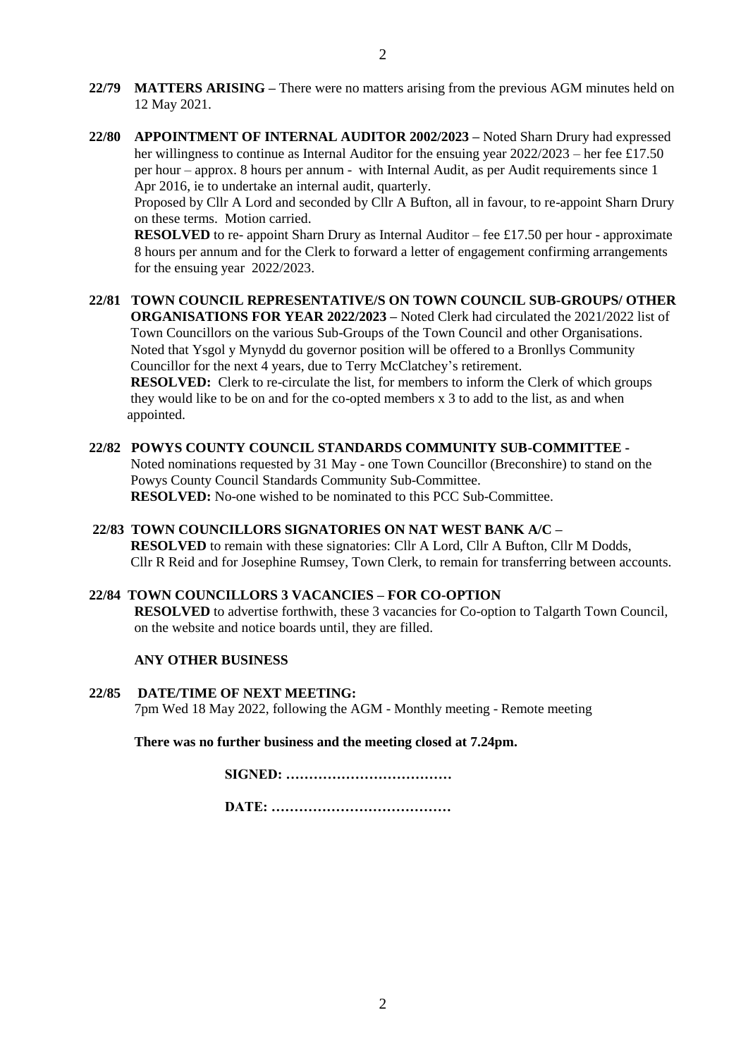**22/79 MATTERS ARISING –** There were no matters arising from the previous AGM minutes held on 12 May 2021.

**22/80 APPOINTMENT OF INTERNAL AUDITOR 2002/2023 –** Noted Sharn Drury had expressed her willingness to continue as Internal Auditor for the ensuing year 2022/2023 – her fee £17.50 per hour – approx. 8 hours per annum - with Internal Audit, as per Audit requirements since 1 Apr 2016, ie to undertake an internal audit, quarterly.

Proposed by Cllr A Lord and seconded by Cllr A Bufton, all in favour, to re-appoint Sharn Drury on these terms. Motion carried.

**RESOLVED** to re- appoint Sharn Drury as Internal Auditor – fee £17.50 per hour - approximate 8 hours per annum and for the Clerk to forward a letter of engagement confirming arrangements for the ensuing year 2022/2023.

**22/81 TOWN COUNCIL REPRESENTATIVE/S ON TOWN COUNCIL SUB-GROUPS/ OTHER ORGANISATIONS FOR YEAR 2022/2023 –** Noted Clerk had circulated the 2021/2022 list of Town Councillors on the various Sub-Groups of the Town Council and other Organisations. Noted that Ysgol y Mynydd du governor position will be offered to a Bronllys Community Councillor for the next 4 years, due to Terry McClatchey's retirement.

**RESOLVED:** Clerk to re-circulate the list, for members to inform the Clerk of which groups they would like to be on and for the co-opted members x 3 to add to the list, as and when appointed.

**22/82 POWYS COUNTY COUNCIL STANDARDS COMMUNITY SUB-COMMITTEE -**

Noted nominations requested by 31 May - one Town Councillor (Breconshire) to stand on the Powys County Council Standards Community Sub-Committee.

**RESOLVED:** No-one wished to be nominated to this PCC Sub-Committee.

**22/83 TOWN COUNCILLORS SIGNATORIES ON NAT WEST BANK A/C –**

**RESOLVED** to remain with these signatories: Cllr A Lord, Cllr A Bufton, Cllr M Dodds, Cllr R Reid and for Josephine Rumsey, Town Clerk, to remain for transferring between accounts.

**22/84 TOWN COUNCILLORS 3 VACANCIES – FOR CO-OPTION**

**RESOLVED** to advertise forthwith, these 3 vacancies for Co-option to Talgarth Town Council, on the website and notice boards until, they are filled.

**ANY OTHER BUSINESS**

**22/85 DATE/TIME OF NEXT MEETING:**

7pm Wed 18 May 2022, following the AGM - Monthly meeting - Remote meeting

**There was no further business and the meeting closed at 7.24pm.**

**SIGNED: ………………………………**

**DATE: …………………………………**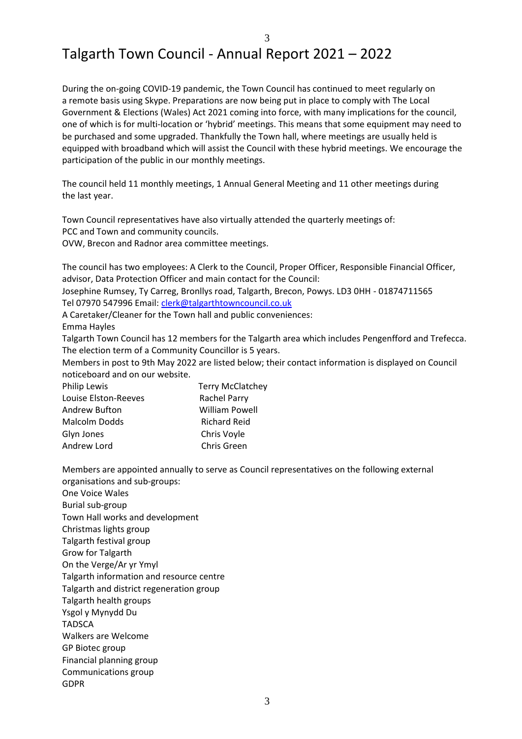# Talgarth Town Council - Annual Report 2021 – 2022

During the on-going COVID-19 pandemic, the Town Council has continued to meet regularly on a remote basis using Skype. Preparations are now being put in place to comply with The Local Government & Elections (Wales) Act 2021 coming into force, with many implications for the council, one of which is for multi-location or 'hybrid' meetings. This means that some equipment may need to be purchased and some upgraded. Thankfully the Town hall, where meetings are usually held is equipped with broadband which will assist the Council with these hybrid meetings. We encourage the participation of the public in our monthly meetings.

The council held 11 monthly meetings, 1 Annual General Meeting and 11 other meetings during the last year.

Town Council representatives have also virtually attended the quarterly meetings of:
PCC and Town and community councils.
OVW, Brecon and Radnor area committee meetings.

The council has two employees: A Clerk to the Council, Proper Officer, Responsible Financial Officer, advisor, Data Protection Officer and main contact for the Council:
Josephine Rumsey, Ty Carreg, Bronllys road, Talgarth, Brecon, Powys. LD3 0HH - 01874711565
Tel 07970 547996 Email: clerk@talgarthtowncouncil.co.uk
A Caretaker/Cleaner for the Town hall and public conveniences:
Emma Hayles
Talgarth Town Council has 12 members for the Talgarth area which includes Pengenfford and Trefecca.
The election term of a Community Councillor is 5 years.
Members in post to 9th May 2022 are listed below; their contact information is displayed on Council noticeboard and on our website.

| | |
|---|---|
| Philip Lewis | Terry McClatchey |
| Louise Elston-Reeves | Rachel Parry |
| Andrew Bufton | William Powell |
| Malcolm Dodds | Richard Reid |
| Glyn Jones | Chris Voyle |
| Andrew Lord | Chris Green |

Members are appointed annually to serve as Council representatives on the following external organisations and sub-groups:

One Voice Wales
Burial sub-group
Town Hall works and development
Christmas lights group
Talgarth festival group
Grow for Talgarth
On the Verge/Ar yr Ymyl
Talgarth information and resource centre
Talgarth and district regeneration group
Talgarth health groups
Ysgol y Mynydd Du
TADSCA
Walkers are Welcome
GP Biotec group
Financial planning group
Communications group
GDPR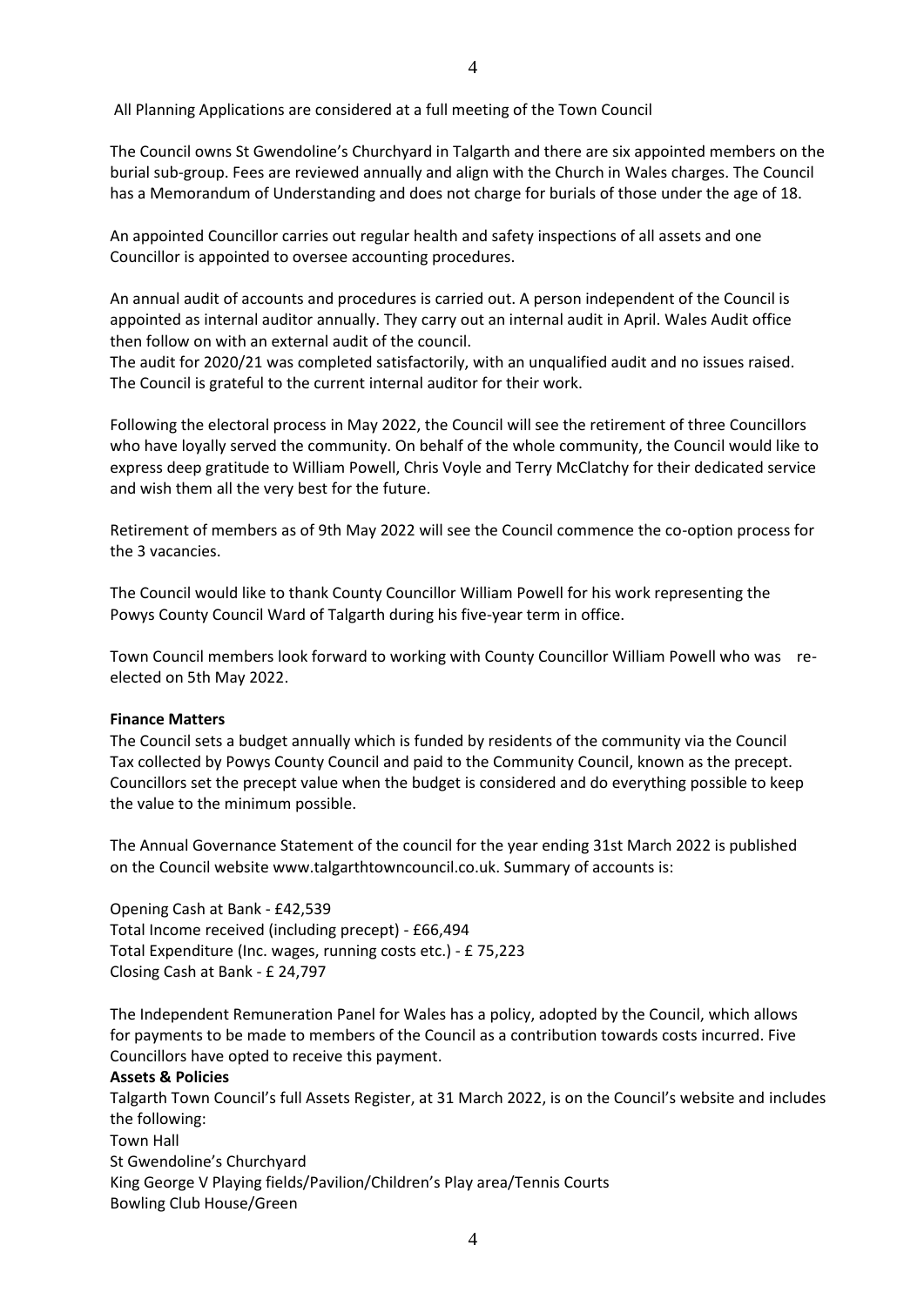All Planning Applications are considered at a full meeting of the Town Council

The Council owns St Gwendoline's Churchyard in Talgarth and there are six appointed members on the burial sub-group. Fees are reviewed annually and align with the Church in Wales charges. The Council has a Memorandum of Understanding and does not charge for burials of those under the age of 18.

An appointed Councillor carries out regular health and safety inspections of all assets and one Councillor is appointed to oversee accounting procedures.

An annual audit of accounts and procedures is carried out. A person independent of the Council is appointed as internal auditor annually. They carry out an internal audit in April. Wales Audit office then follow on with an external audit of the council.
The audit for 2020/21 was completed satisfactorily, with an unqualified audit and no issues raised. The Council is grateful to the current internal auditor for their work.

Following the electoral process in May 2022, the Council will see the retirement of three Councillors who have loyally served the community. On behalf of the whole community, the Council would like to express deep gratitude to William Powell, Chris Voyle and Terry McClatchy for their dedicated service and wish them all the very best for the future.

Retirement of members as of 9th May 2022 will see the Council commence the co-option process for the 3 vacancies.

The Council would like to thank County Councillor William Powell for his work representing the Powys County Council Ward of Talgarth during his five-year term in office.

Town Council members look forward to working with County Councillor William Powell who was re-elected on 5th May 2022.

**Finance Matters**

The Council sets a budget annually which is funded by residents of the community via the Council Tax collected by Powys County Council and paid to the Community Council, known as the precept. Councillors set the precept value when the budget is considered and do everything possible to keep the value to the minimum possible.

The Annual Governance Statement of the council for the year ending 31st March 2022 is published on the Council website www.talgarthtowncouncil.co.uk. Summary of accounts is:

Opening Cash at Bank - £42,539
Total Income received (including precept) - £66,494
Total Expenditure (Inc. wages, running costs etc.) - £ 75,223
Closing Cash at Bank - £ 24,797

The Independent Remuneration Panel for Wales has a policy, adopted by the Council, which allows for payments to be made to members of the Council as a contribution towards costs incurred. Five Councillors have opted to receive this payment.

**Assets & Policies**

Talgarth Town Council's full Assets Register, at 31 March 2022, is on the Council's website and includes the following:

Town Hall
St Gwendoline's Churchyard
King George V Playing fields/Pavilion/Children's Play area/Tennis Courts
Bowling Club House/Green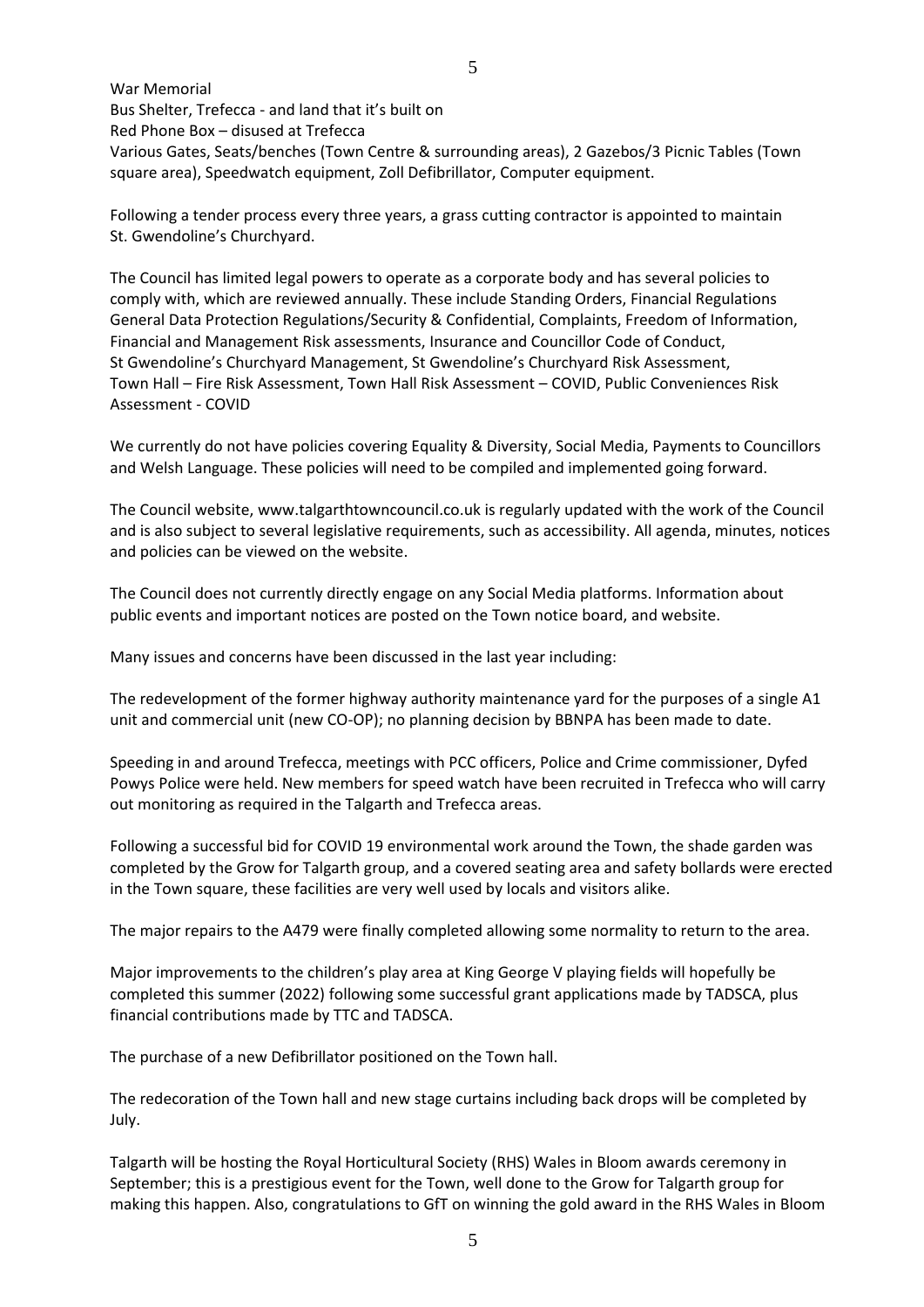War Memorial
Bus Shelter, Trefecca - and land that it's built on
Red Phone Box – disused at Trefecca
Various Gates, Seats/benches (Town Centre & surrounding areas), 2 Gazebos/3 Picnic Tables (Town square area), Speedwatch equipment, Zoll Defibrillator, Computer equipment.

Following a tender process every three years, a grass cutting contractor is appointed to maintain St. Gwendoline's Churchyard.

The Council has limited legal powers to operate as a corporate body and has several policies to comply with, which are reviewed annually. These include Standing Orders, Financial Regulations General Data Protection Regulations/Security & Confidential, Complaints, Freedom of Information, Financial and Management Risk assessments, Insurance and Councillor Code of Conduct, St Gwendoline's Churchyard Management, St Gwendoline's Churchyard Risk Assessment, Town Hall – Fire Risk Assessment, Town Hall Risk Assessment – COVID, Public Conveniences Risk Assessment - COVID

We currently do not have policies covering Equality & Diversity, Social Media, Payments to Councillors and Welsh Language. These policies will need to be compiled and implemented going forward.

The Council website, www.talgarthtowncouncil.co.uk is regularly updated with the work of the Council and is also subject to several legislative requirements, such as accessibility. All agenda, minutes, notices and policies can be viewed on the website.

The Council does not currently directly engage on any Social Media platforms. Information about public events and important notices are posted on the Town notice board, and website.

Many issues and concerns have been discussed in the last year including:

The redevelopment of the former highway authority maintenance yard for the purposes of a single A1 unit and commercial unit (new CO-OP); no planning decision by BBNPA has been made to date.

Speeding in and around Trefecca, meetings with PCC officers, Police and Crime commissioner, Dyfed Powys Police were held. New members for speed watch have been recruited in Trefecca who will carry out monitoring as required in the Talgarth and Trefecca areas.

Following a successful bid for COVID 19 environmental work around the Town, the shade garden was completed by the Grow for Talgarth group, and a covered seating area and safety bollards were erected in the Town square, these facilities are very well used by locals and visitors alike.

The major repairs to the A479 were finally completed allowing some normality to return to the area.

Major improvements to the children's play area at King George V playing fields will hopefully be completed this summer (2022) following some successful grant applications made by TADSCA, plus financial contributions made by TTC and TADSCA.

The purchase of a new Defibrillator positioned on the Town hall.

The redecoration of the Town hall and new stage curtains including back drops will be completed by July.

Talgarth will be hosting the Royal Horticultural Society (RHS) Wales in Bloom awards ceremony in September; this is a prestigious event for the Town, well done to the Grow for Talgarth group for making this happen. Also, congratulations to GfT on winning the gold award in the RHS Wales in Bloom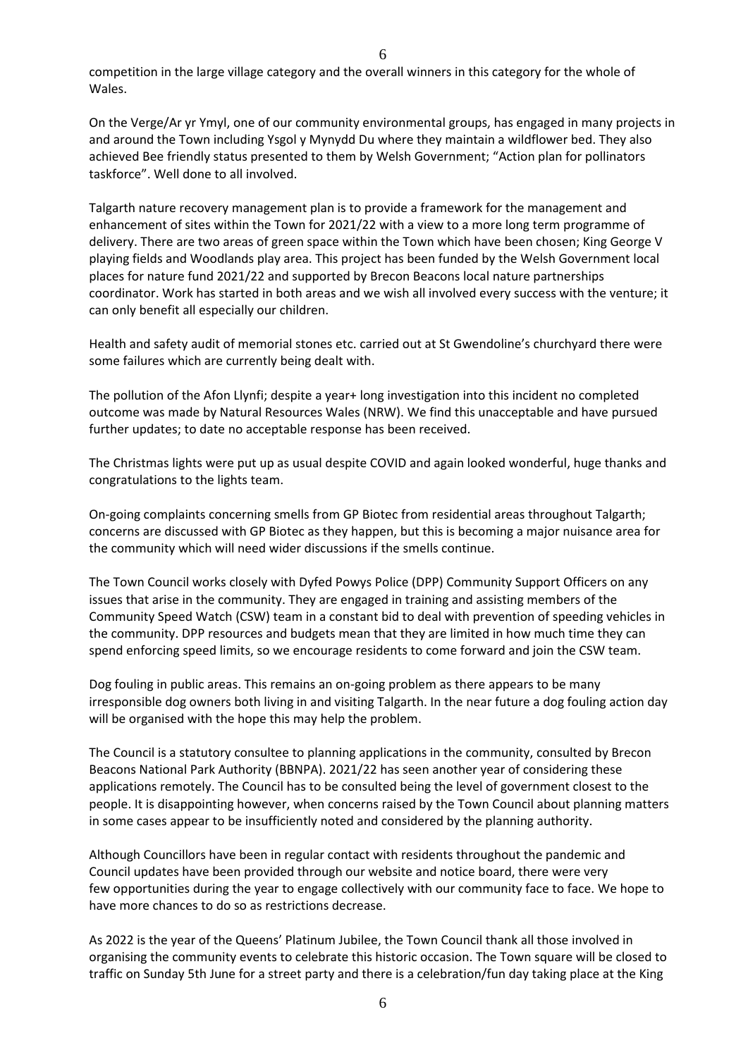competition in the large village category and the overall winners in this category for the whole of Wales.

On the Verge/Ar yr Ymyl, one of our community environmental groups, has engaged in many projects in and around the Town including Ysgol y Mynydd Du where they maintain a wildflower bed. They also achieved Bee friendly status presented to them by Welsh Government; "Action plan for pollinators taskforce". Well done to all involved.

Talgarth nature recovery management plan is to provide a framework for the management and enhancement of sites within the Town for 2021/22 with a view to a more long term programme of delivery. There are two areas of green space within the Town which have been chosen; King George V playing fields and Woodlands play area. This project has been funded by the Welsh Government local places for nature fund 2021/22 and supported by Brecon Beacons local nature partnerships coordinator. Work has started in both areas and we wish all involved every success with the venture; it can only benefit all especially our children.

Health and safety audit of memorial stones etc. carried out at St Gwendoline's churchyard there were some failures which are currently being dealt with.

The pollution of the Afon Llynfi; despite a year+ long investigation into this incident no completed outcome was made by Natural Resources Wales (NRW). We find this unacceptable and have pursued further updates; to date no acceptable response has been received.

The Christmas lights were put up as usual despite COVID and again looked wonderful, huge thanks and congratulations to the lights team.

On-going complaints concerning smells from GP Biotec from residential areas throughout Talgarth; concerns are discussed with GP Biotec as they happen, but this is becoming a major nuisance area for the community which will need wider discussions if the smells continue.

The Town Council works closely with Dyfed Powys Police (DPP) Community Support Officers on any issues that arise in the community. They are engaged in training and assisting members of the Community Speed Watch (CSW) team in a constant bid to deal with prevention of speeding vehicles in the community. DPP resources and budgets mean that they are limited in how much time they can spend enforcing speed limits, so we encourage residents to come forward and join the CSW team.

Dog fouling in public areas. This remains an on-going problem as there appears to be many irresponsible dog owners both living in and visiting Talgarth. In the near future a dog fouling action day will be organised with the hope this may help the problem.

The Council is a statutory consultee to planning applications in the community, consulted by Brecon Beacons National Park Authority (BBNPA). 2021/22 has seen another year of considering these applications remotely. The Council has to be consulted being the level of government closest to the people. It is disappointing however, when concerns raised by the Town Council about planning matters in some cases appear to be insufficiently noted and considered by the planning authority.

Although Councillors have been in regular contact with residents throughout the pandemic and Council updates have been provided through our website and notice board, there were very few opportunities during the year to engage collectively with our community face to face. We hope to have more chances to do so as restrictions decrease.

As 2022 is the year of the Queens' Platinum Jubilee, the Town Council thank all those involved in organising the community events to celebrate this historic occasion. The Town square will be closed to traffic on Sunday 5th June for a street party and there is a celebration/fun day taking place at the King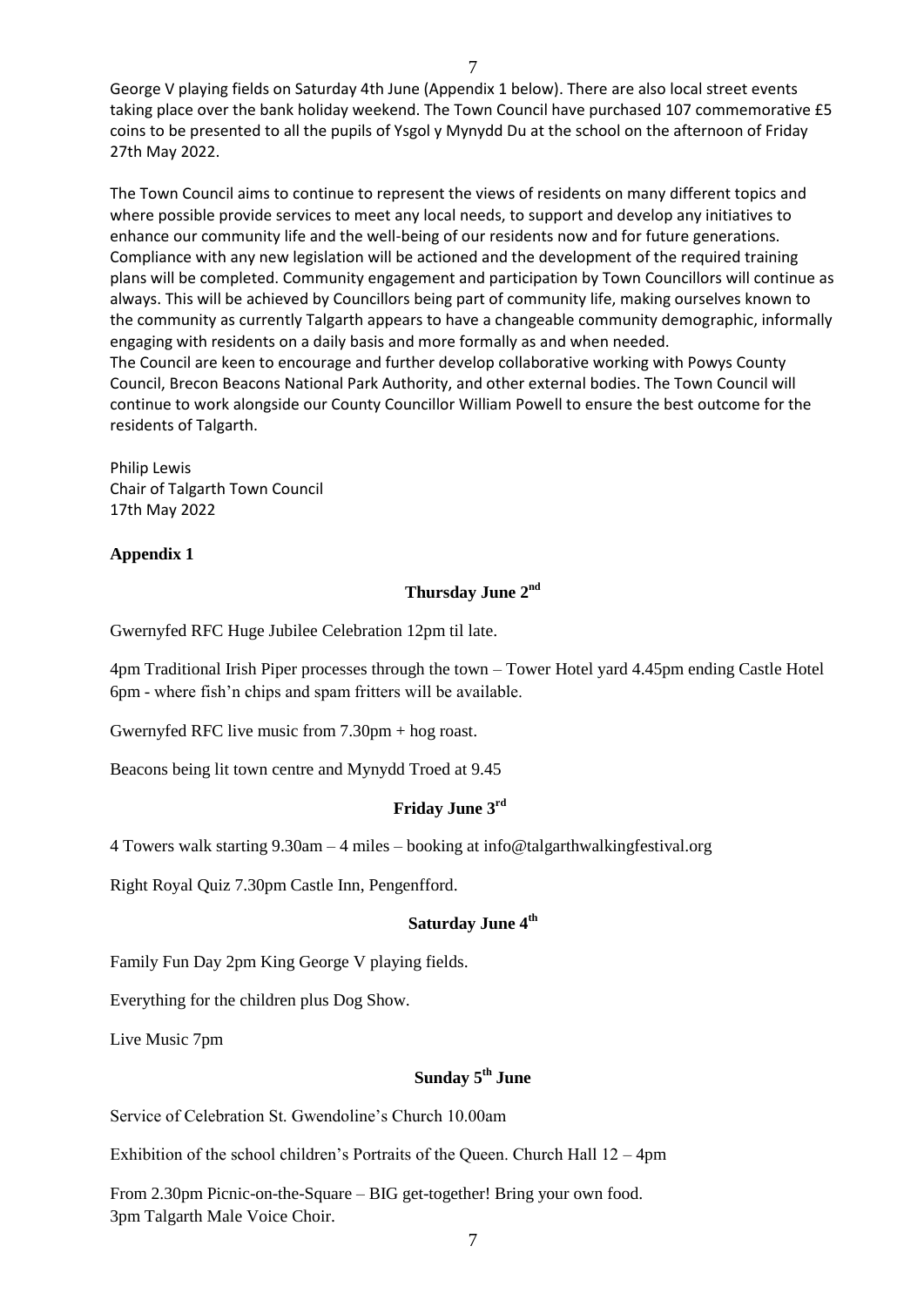George V playing fields on Saturday 4th June (Appendix 1 below). There are also local street events taking place over the bank holiday weekend. The Town Council have purchased 107 commemorative £5 coins to be presented to all the pupils of Ysgol y Mynydd Du at the school on the afternoon of Friday 27th May 2022.

The Town Council aims to continue to represent the views of residents on many different topics and where possible provide services to meet any local needs, to support and develop any initiatives to enhance our community life and the well-being of our residents now and for future generations. Compliance with any new legislation will be actioned and the development of the required training plans will be completed. Community engagement and participation by Town Councillors will continue as always. This will be achieved by Councillors being part of community life, making ourselves known to the community as currently Talgarth appears to have a changeable community demographic, informally engaging with residents on a daily basis and more formally as and when needed.
The Council are keen to encourage and further develop collaborative working with Powys County Council, Brecon Beacons National Park Authority, and other external bodies. The Town Council will continue to work alongside our County Councillor William Powell to ensure the best outcome for the residents of Talgarth.

Philip Lewis
Chair of Talgarth Town Council
17th May 2022

**Appendix 1**

**Thursday June 2nd**

Gwernyfed RFC Huge Jubilee Celebration 12pm til late.

4pm Traditional Irish Piper processes through the town – Tower Hotel yard 4.45pm ending Castle Hotel 6pm - where fish'n chips and spam fritters will be available.

Gwernyfed RFC live music from 7.30pm + hog roast.

Beacons being lit town centre and Mynydd Troed at 9.45

**Friday June 3rd**

4 Towers walk starting 9.30am – 4 miles – booking at info@talgarthwalkingfestival.org

Right Royal Quiz 7.30pm Castle Inn, Pengenfford.

**Saturday June 4th**

Family Fun Day 2pm King George V playing fields.

Everything for the children plus Dog Show.

Live Music 7pm

**Sunday 5th June**

Service of Celebration St. Gwendoline's Church 10.00am

Exhibition of the school children's Portraits of the Queen. Church Hall 12 – 4pm

From 2.30pm Picnic-on-the-Square – BIG get-together! Bring your own food.
3pm Talgarth Male Voice Choir.